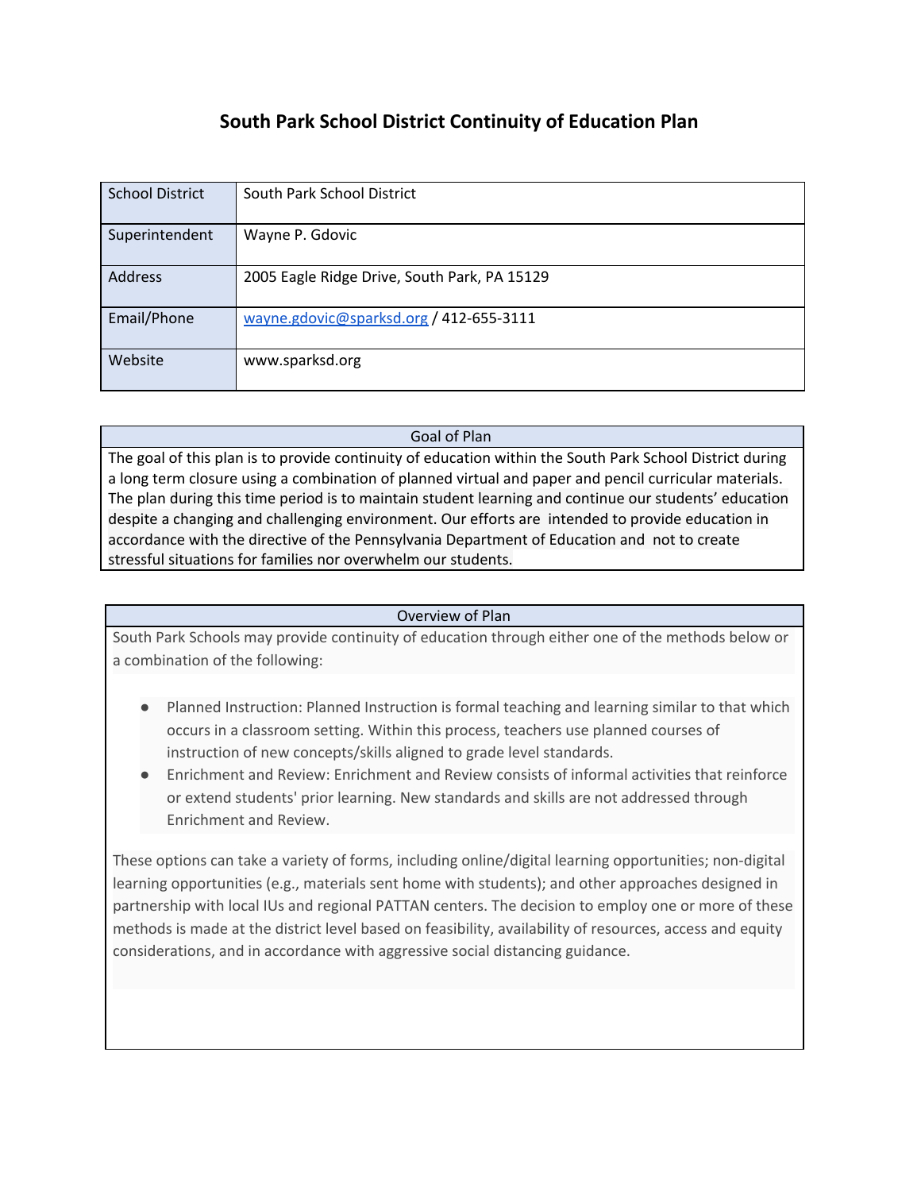# South Park School District Continuity of Education Plan

| | |
|---|---|
| School District | South Park School District |
| Superintendent | Wayne P. Gdovic |
| Address | 2005 Eagle Ridge Drive, South Park, PA 15129 |
| Email/Phone | wayne.gdovic@sparksd.org / 412-655-3111 |
| Website | www.sparksd.org |

| Goal of Plan |
|---|
| The goal of this plan is to provide continuity of education within the South Park School District during a long term closure using a combination of planned virtual and paper and pencil curricular materials. The plan during this time period is to maintain student learning and continue our students' education despite a changing and challenging environment. Our efforts are intended to provide education in accordance with the directive of the Pennsylvania Department of Education and not to create stressful situations for families nor overwhelm our students. |

## Overview of Plan

South Park Schools may provide continuity of education through either one of the methods below or a combination of the following:

- Planned Instruction: Planned Instruction is formal teaching and learning similar to that which occurs in a classroom setting. Within this process, teachers use planned courses of instruction of new concepts/skills aligned to grade level standards.
- Enrichment and Review: Enrichment and Review consists of informal activities that reinforce or extend students' prior learning. New standards and skills are not addressed through Enrichment and Review.

These options can take a variety of forms, including online/digital learning opportunities; non-digital learning opportunities (e.g., materials sent home with students); and other approaches designed in partnership with local IUs and regional PATTAN centers. The decision to employ one or more of these methods is made at the district level based on feasibility, availability of resources, access and equity considerations, and in accordance with aggressive social distancing guidance.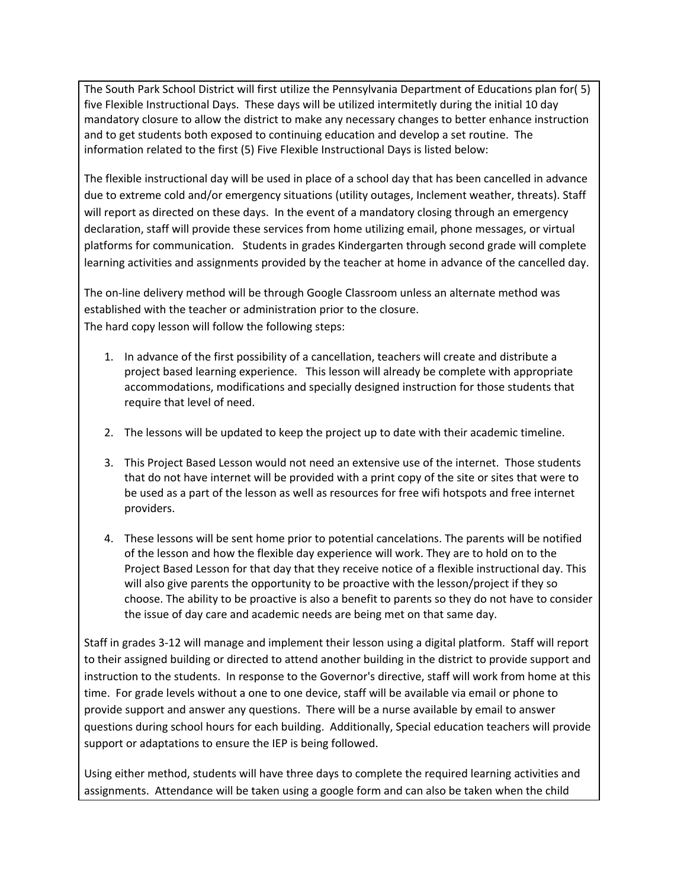The South Park School District will first utilize the Pennsylvania Department of Educations plan for( 5) five Flexible Instructional Days. These days will be utilized intermitetly during the initial 10 day mandatory closure to allow the district to make any necessary changes to better enhance instruction and to get students both exposed to continuing education and develop a set routine. The information related to the first (5) Five Flexible Instructional Days is listed below:

The flexible instructional day will be used in place of a school day that has been cancelled in advance due to extreme cold and/or emergency situations (utility outages, Inclement weather, threats). Staff will report as directed on these days. In the event of a mandatory closing through an emergency declaration, staff will provide these services from home utilizing email, phone messages, or virtual platforms for communication. Students in grades Kindergarten through second grade will complete learning activities and assignments provided by the teacher at home in advance of the cancelled day.

The on-line delivery method will be through Google Classroom unless an alternate method was established with the teacher or administration prior to the closure.
The hard copy lesson will follow the following steps:

1. In advance of the first possibility of a cancellation, teachers will create and distribute a project based learning experience. This lesson will already be complete with appropriate accommodations, modifications and specially designed instruction for those students that require that level of need.

2. The lessons will be updated to keep the project up to date with their academic timeline.

3. This Project Based Lesson would not need an extensive use of the internet. Those students that do not have internet will be provided with a print copy of the site or sites that were to be used as a part of the lesson as well as resources for free wifi hotspots and free internet providers.

4. These lessons will be sent home prior to potential cancelations. The parents will be notified of the lesson and how the flexible day experience will work. They are to hold on to the Project Based Lesson for that day that they receive notice of a flexible instructional day. This will also give parents the opportunity to be proactive with the lesson/project if they so choose. The ability to be proactive is also a benefit to parents so they do not have to consider the issue of day care and academic needs are being met on that same day.

Staff in grades 3-12 will manage and implement their lesson using a digital platform. Staff will report to their assigned building or directed to attend another building in the district to provide support and instruction to the students. In response to the Governor's directive, staff will work from home at this time. For grade levels without a one to one device, staff will be available via email or phone to provide support and answer any questions. There will be a nurse available by email to answer questions during school hours for each building. Additionally, Special education teachers will provide support or adaptations to ensure the IEP is being followed.

Using either method, students will have three days to complete the required learning activities and assignments. Attendance will be taken using a google form and can also be taken when the child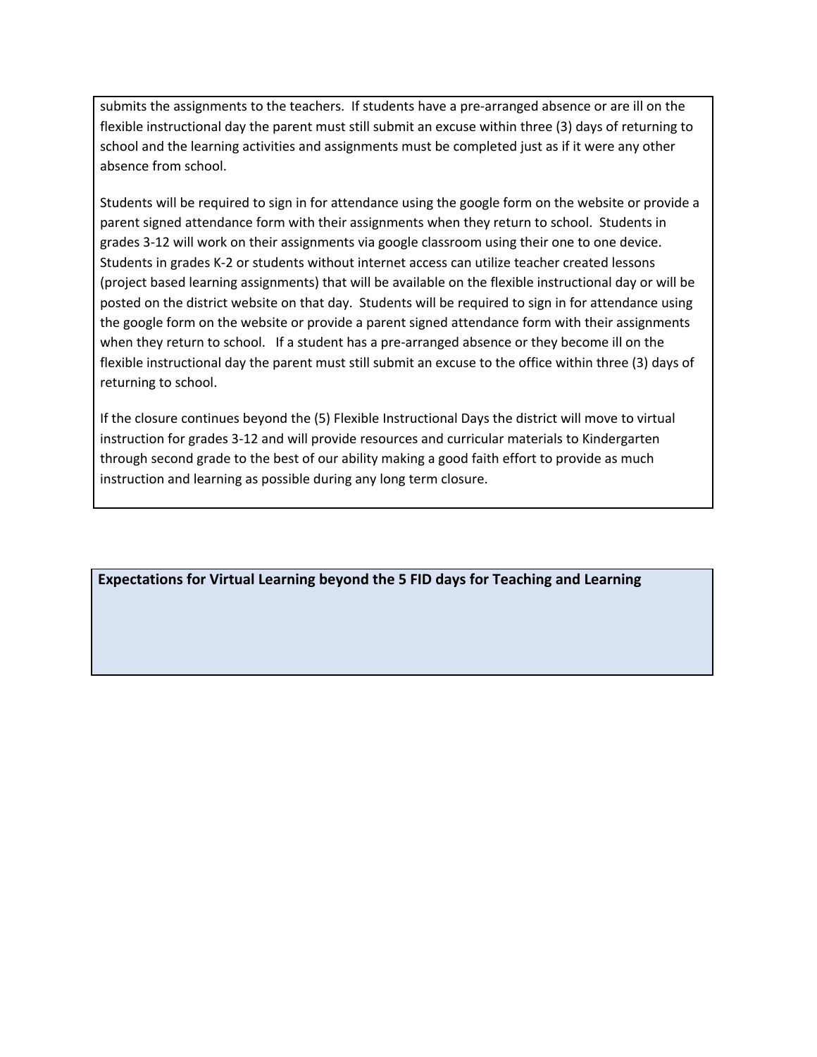submits the assignments to the teachers. If students have a pre-arranged absence or are ill on the flexible instructional day the parent must still submit an excuse within three (3) days of returning to school and the learning activities and assignments must be completed just as if it were any other absence from school.

Students will be required to sign in for attendance using the google form on the website or provide a parent signed attendance form with their assignments when they return to school. Students in grades 3-12 will work on their assignments via google classroom using their one to one device. Students in grades K-2 or students without internet access can utilize teacher created lessons (project based learning assignments) that will be available on the flexible instructional day or will be posted on the district website on that day. Students will be required to sign in for attendance using the google form on the website or provide a parent signed attendance form with their assignments when they return to school. If a student has a pre-arranged absence or they become ill on the flexible instructional day the parent must still submit an excuse to the office within three (3) days of returning to school.

If the closure continues beyond the (5) Flexible Instructional Days the district will move to virtual instruction for grades 3-12 and will provide resources and curricular materials to Kindergarten through second grade to the best of our ability making a good faith effort to provide as much instruction and learning as possible during any long term closure.

**Expectations for Virtual Learning beyond the 5 FID days for Teaching and Learning**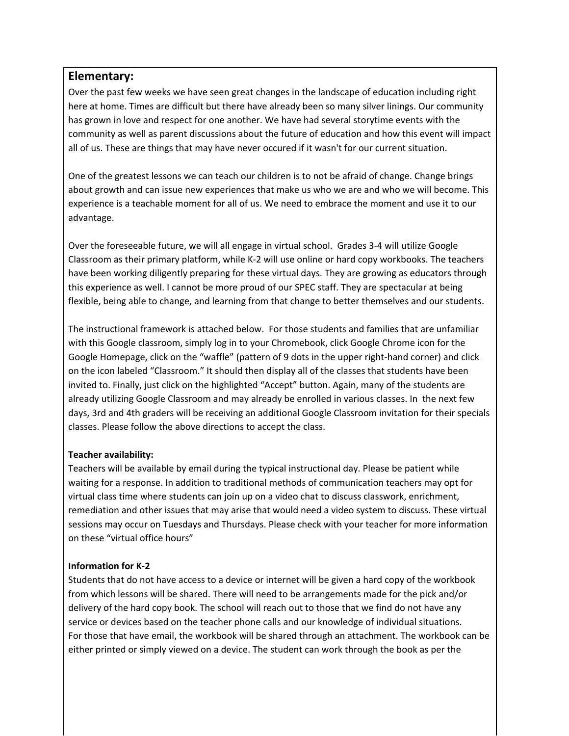## Elementary:

Over the past few weeks we have seen great changes in the landscape of education including right here at home. Times are difficult but there have already been so many silver linings. Our community has grown in love and respect for one another. We have had several storytime events with the community as well as parent discussions about the future of education and how this event will impact all of us. These are things that may have never occured if it wasn't for our current situation.

One of the greatest lessons we can teach our children is to not be afraid of change. Change brings about growth and can issue new experiences that make us who we are and who we will become. This experience is a teachable moment for all of us. We need to embrace the moment and use it to our advantage.

Over the foreseeable future, we will all engage in virtual school. Grades 3-4 will utilize Google Classroom as their primary platform, while K-2 will use online or hard copy workbooks. The teachers have been working diligently preparing for these virtual days. They are growing as educators through this experience as well. I cannot be more proud of our SPEC staff. They are spectacular at being flexible, being able to change, and learning from that change to better themselves and our students.

The instructional framework is attached below. For those students and families that are unfamiliar with this Google classroom, simply log in to your Chromebook, click Google Chrome icon for the Google Homepage, click on the "waffle" (pattern of 9 dots in the upper right-hand corner) and click on the icon labeled "Classroom." It should then display all of the classes that students have been invited to. Finally, just click on the highlighted "Accept" button. Again, many of the students are already utilizing Google Classroom and may already be enrolled in various classes. In the next few days, 3rd and 4th graders will be receiving an additional Google Classroom invitation for their specials classes. Please follow the above directions to accept the class.

**Teacher availability:**

Teachers will be available by email during the typical instructional day. Please be patient while waiting for a response. In addition to traditional methods of communication teachers may opt for virtual class time where students can join up on a video chat to discuss classwork, enrichment, remediation and other issues that may arise that would need a video system to discuss. These virtual sessions may occur on Tuesdays and Thursdays. Please check with your teacher for more information on these "virtual office hours"

**Information for K-2**

Students that do not have access to a device or internet will be given a hard copy of the workbook from which lessons will be shared. There will need to be arrangements made for the pick and/or delivery of the hard copy book. The school will reach out to those that we find do not have any service or devices based on the teacher phone calls and our knowledge of individual situations.
For those that have email, the workbook will be shared through an attachment. The workbook can be either printed or simply viewed on a device. The student can work through the book as per the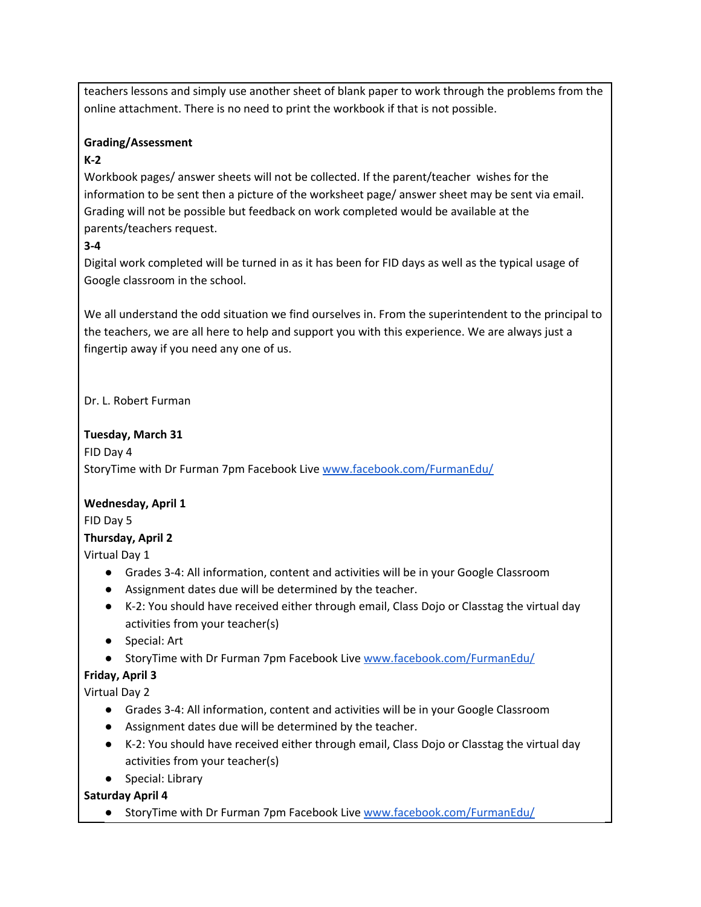teachers lessons and simply use another sheet of blank paper to work through the problems from the online attachment. There is no need to print the workbook if that is not possible.

**Grading/Assessment**

**K-2**

Workbook pages/ answer sheets will not be collected. If the parent/teacher wishes for the information to be sent then a picture of the worksheet page/ answer sheet may be sent via email. Grading will not be possible but feedback on work completed would be available at the parents/teachers request.

**3-4**

Digital work completed will be turned in as it has been for FID days as well as the typical usage of Google classroom in the school.

We all understand the odd situation we find ourselves in. From the superintendent to the principal to the teachers, we are all here to help and support you with this experience. We are always just a fingertip away if you need any one of us.

Dr. L. Robert Furman

**Tuesday, March 31**

FID Day 4

StoryTime with Dr Furman 7pm Facebook Live [www.facebook.com/FurmanEdu/](www.facebook.com/FurmanEdu/)

**Wednesday, April 1**

FID Day 5

**Thursday, April 2**

Virtual Day 1

- Grades 3-4: All information, content and activities will be in your Google Classroom
- Assignment dates due will be determined by the teacher.
- K-2: You should have received either through email, Class Dojo or Classtag the virtual day activities from your teacher(s)
- Special: Art
- StoryTime with Dr Furman 7pm Facebook Live [www.facebook.com/FurmanEdu/](www.facebook.com/FurmanEdu/)

**Friday, April 3**

Virtual Day 2

- Grades 3-4: All information, content and activities will be in your Google Classroom
- Assignment dates due will be determined by the teacher.
- K-2: You should have received either through email, Class Dojo or Classtag the virtual day activities from your teacher(s)
- Special: Library

**Saturday April 4**

- StoryTime with Dr Furman 7pm Facebook Live [www.facebook.com/FurmanEdu/](www.facebook.com/FurmanEdu/)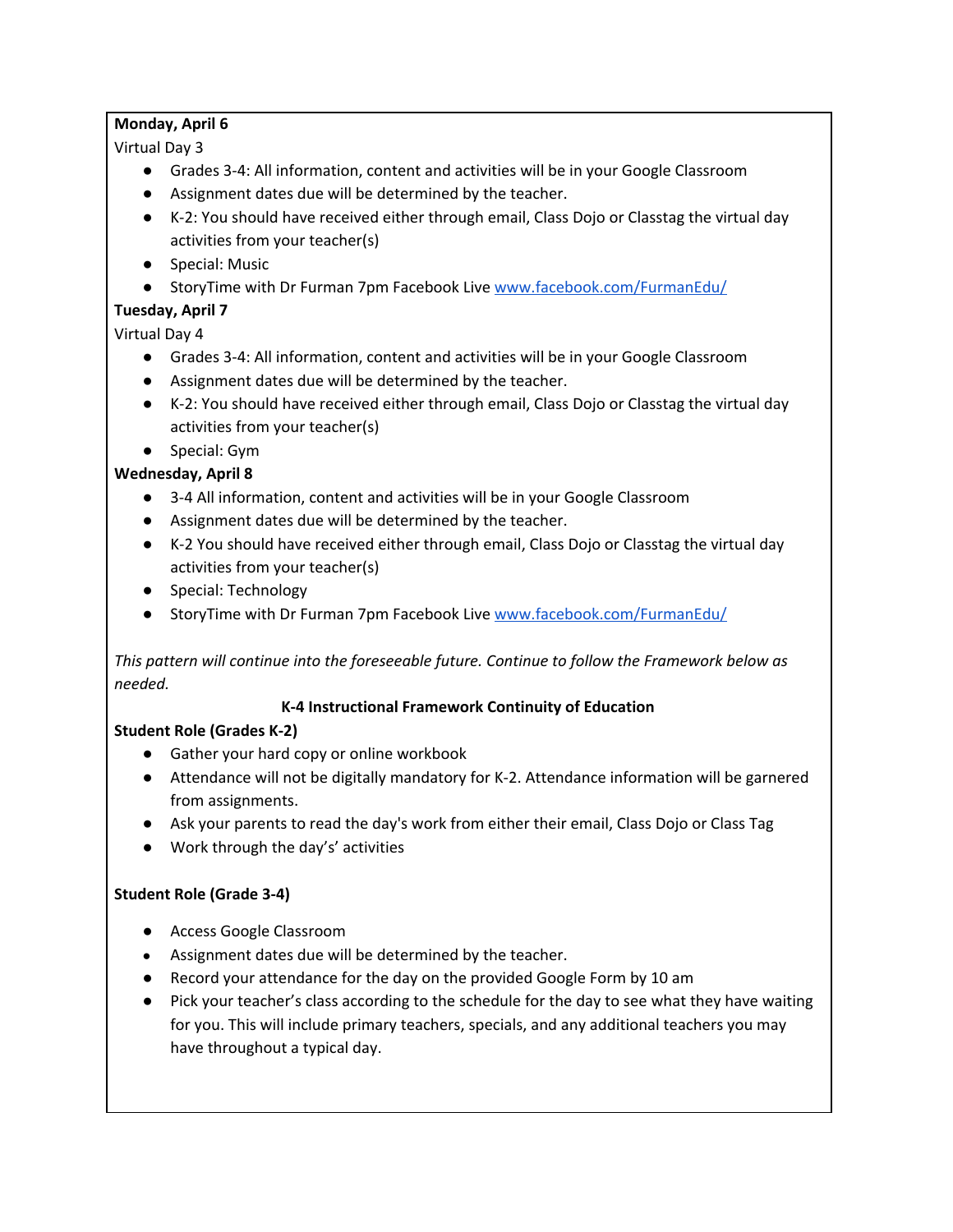**Monday, April 6**

Virtual Day 3

- Grades 3-4: All information, content and activities will be in your Google Classroom
- Assignment dates due will be determined by the teacher.
- K-2: You should have received either through email, Class Dojo or Classtag the virtual day activities from your teacher(s)
- Special: Music
- StoryTime with Dr Furman 7pm Facebook Live [www.facebook.com/FurmanEdu/](www.facebook.com/FurmanEdu/)

**Tuesday, April 7**

Virtual Day 4

- Grades 3-4: All information, content and activities will be in your Google Classroom
- Assignment dates due will be determined by the teacher.
- K-2: You should have received either through email, Class Dojo or Classtag the virtual day activities from your teacher(s)
- Special: Gym

**Wednesday, April 8**

- 3-4 All information, content and activities will be in your Google Classroom
- Assignment dates due will be determined by the teacher.
- K-2 You should have received either through email, Class Dojo or Classtag the virtual day activities from your teacher(s)
- Special: Technology
- StoryTime with Dr Furman 7pm Facebook Live [www.facebook.com/FurmanEdu/](www.facebook.com/FurmanEdu/)

*This pattern will continue into the foreseeable future. Continue to follow the Framework below as needed.*

**K-4 Instructional Framework Continuity of Education**

**Student Role (Grades K-2)**

- Gather your hard copy or online workbook
- Attendance will not be digitally mandatory for K-2. Attendance information will be garnered from assignments.
- Ask your parents to read the day's work from either their email, Class Dojo or Class Tag
- Work through the day's' activities

**Student Role (Grade 3-4)**

- Access Google Classroom
- Assignment dates due will be determined by the teacher.
- Record your attendance for the day on the provided Google Form by 10 am
- Pick your teacher's class according to the schedule for the day to see what they have waiting for you. This will include primary teachers, specials, and any additional teachers you may have throughout a typical day.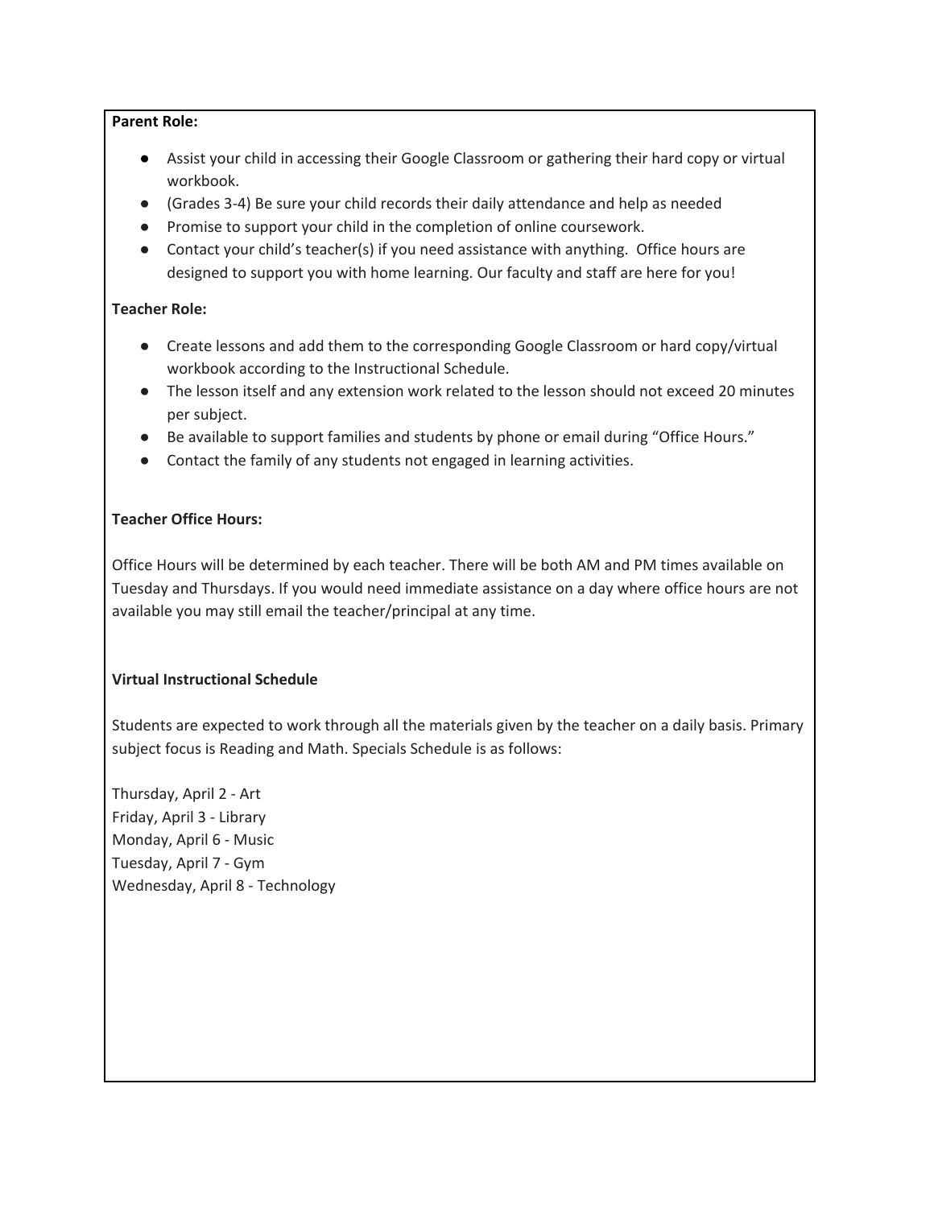**Parent Role:**

- Assist your child in accessing their Google Classroom or gathering their hard copy or virtual workbook.
- (Grades 3-4) Be sure your child records their daily attendance and help as needed
- Promise to support your child in the completion of online coursework.
- Contact your child's teacher(s) if you need assistance with anything. Office hours are designed to support you with home learning. Our faculty and staff are here for you!

**Teacher Role:**

- Create lessons and add them to the corresponding Google Classroom or hard copy/virtual workbook according to the Instructional Schedule.
- The lesson itself and any extension work related to the lesson should not exceed 20 minutes per subject.
- Be available to support families and students by phone or email during "Office Hours."
- Contact the family of any students not engaged in learning activities.

**Teacher Office Hours:**

Office Hours will be determined by each teacher. There will be both AM and PM times available on Tuesday and Thursdays. If you would need immediate assistance on a day where office hours are not available you may still email the teacher/principal at any time.

**Virtual Instructional Schedule**

Students are expected to work through all the materials given by the teacher on a daily basis. Primary subject focus is Reading and Math. Specials Schedule is as follows:

Thursday, April 2 - Art
Friday, April 3 - Library
Monday, April 6 - Music
Tuesday, April 7 - Gym
Wednesday, April 8 - Technology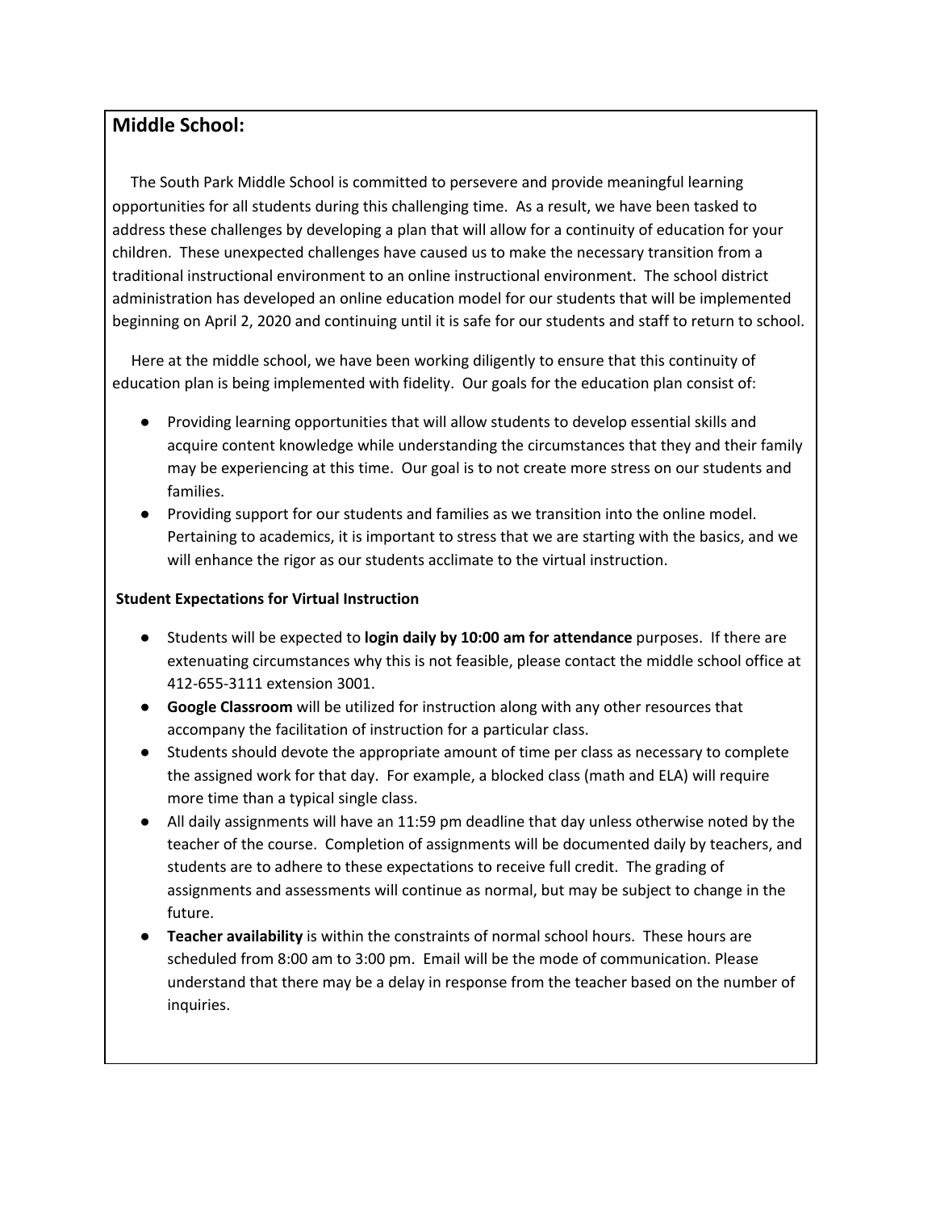## Middle School:

The South Park Middle School is committed to persevere and provide meaningful learning opportunities for all students during this challenging time. As a result, we have been tasked to address these challenges by developing a plan that will allow for a continuity of education for your children. These unexpected challenges have caused us to make the necessary transition from a traditional instructional environment to an online instructional environment. The school district administration has developed an online education model for our students that will be implemented beginning on April 2, 2020 and continuing until it is safe for our students and staff to return to school.

Here at the middle school, we have been working diligently to ensure that this continuity of education plan is being implemented with fidelity. Our goals for the education plan consist of:

- Providing learning opportunities that will allow students to develop essential skills and acquire content knowledge while understanding the circumstances that they and their family may be experiencing at this time. Our goal is to not create more stress on our students and families.
- Providing support for our students and families as we transition into the online model. Pertaining to academics, it is important to stress that we are starting with the basics, and we will enhance the rigor as our students acclimate to the virtual instruction.

**Student Expectations for Virtual Instruction**

- Students will be expected to **login daily by 10:00 am for attendance** purposes. If there are extenuating circumstances why this is not feasible, please contact the middle school office at 412-655-3111 extension 3001.
- **Google Classroom** will be utilized for instruction along with any other resources that accompany the facilitation of instruction for a particular class.
- Students should devote the appropriate amount of time per class as necessary to complete the assigned work for that day. For example, a blocked class (math and ELA) will require more time than a typical single class.
- All daily assignments will have an 11:59 pm deadline that day unless otherwise noted by the teacher of the course. Completion of assignments will be documented daily by teachers, and students are to adhere to these expectations to receive full credit. The grading of assignments and assessments will continue as normal, but may be subject to change in the future.
- **Teacher availability** is within the constraints of normal school hours. These hours are scheduled from 8:00 am to 3:00 pm. Email will be the mode of communication. Please understand that there may be a delay in response from the teacher based on the number of inquiries.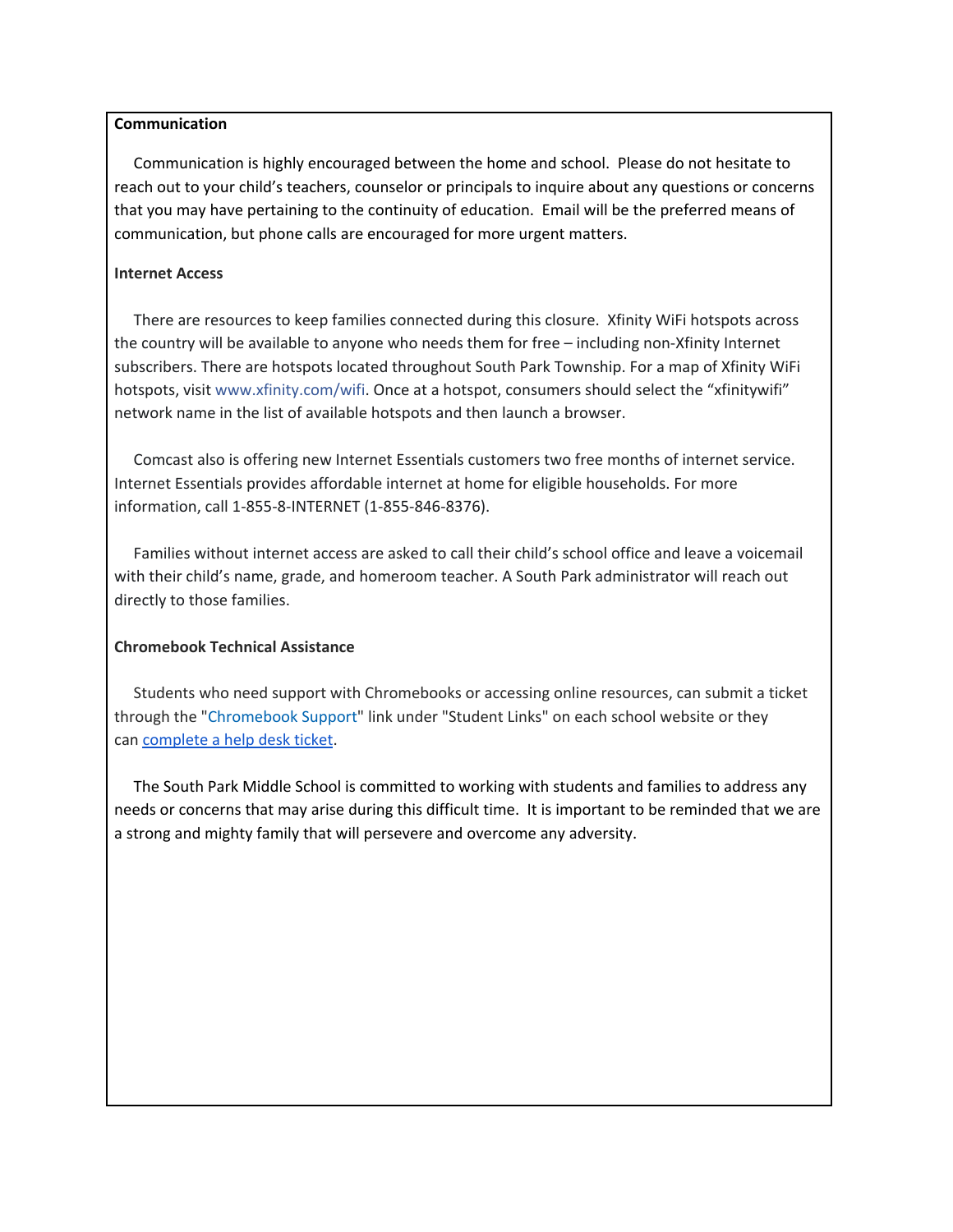**Communication**

Communication is highly encouraged between the home and school. Please do not hesitate to reach out to your child's teachers, counselor or principals to inquire about any questions or concerns that you may have pertaining to the continuity of education. Email will be the preferred means of communication, but phone calls are encouraged for more urgent matters.

**Internet Access**

There are resources to keep families connected during this closure. Xfinity WiFi hotspots across the country will be available to anyone who needs them for free – including non-Xfinity Internet subscribers. There are hotspots located throughout South Park Township. For a map of Xfinity WiFi hotspots, visit www.xfinity.com/wifi. Once at a hotspot, consumers should select the "xfinitywifi" network name in the list of available hotspots and then launch a browser.

Comcast also is offering new Internet Essentials customers two free months of internet service. Internet Essentials provides affordable internet at home for eligible households. For more information, call 1-855-8-INTERNET (1-855-846-8376).

Families without internet access are asked to call their child's school office and leave a voicemail with their child's name, grade, and homeroom teacher. A South Park administrator will reach out directly to those families.

**Chromebook Technical Assistance**

Students who need support with Chromebooks or accessing online resources, can submit a ticket through the "Chromebook Support" link under "Student Links" on each school website or they can complete a help desk ticket.

The South Park Middle School is committed to working with students and families to address any needs or concerns that may arise during this difficult time. It is important to be reminded that we are a strong and mighty family that will persevere and overcome any adversity.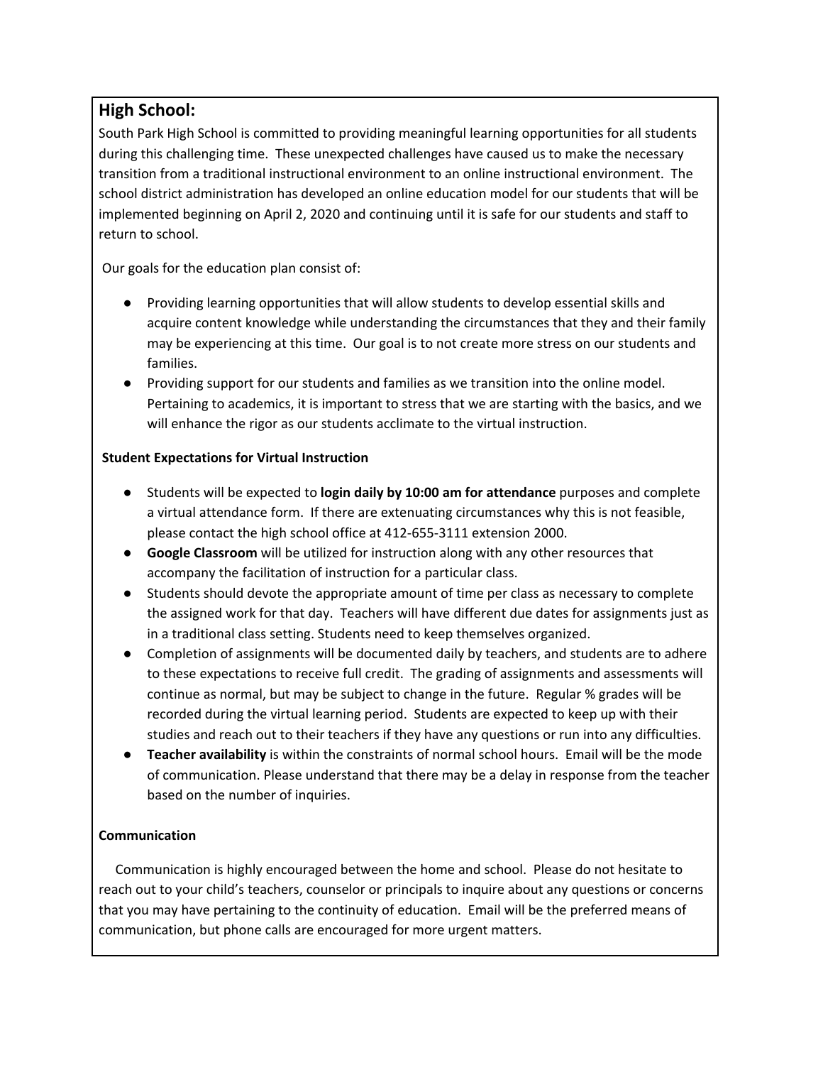## High School:

South Park High School is committed to providing meaningful learning opportunities for all students during this challenging time. These unexpected challenges have caused us to make the necessary transition from a traditional instructional environment to an online instructional environment. The school district administration has developed an online education model for our students that will be implemented beginning on April 2, 2020 and continuing until it is safe for our students and staff to return to school.

Our goals for the education plan consist of:

- Providing learning opportunities that will allow students to develop essential skills and acquire content knowledge while understanding the circumstances that they and their family may be experiencing at this time. Our goal is to not create more stress on our students and families.
- Providing support for our students and families as we transition into the online model. Pertaining to academics, it is important to stress that we are starting with the basics, and we will enhance the rigor as our students acclimate to the virtual instruction.

**Student Expectations for Virtual Instruction**

- Students will be expected to **login daily by 10:00 am for attendance** purposes and complete a virtual attendance form. If there are extenuating circumstances why this is not feasible, please contact the high school office at 412-655-3111 extension 2000.
- **Google Classroom** will be utilized for instruction along with any other resources that accompany the facilitation of instruction for a particular class.
- Students should devote the appropriate amount of time per class as necessary to complete the assigned work for that day. Teachers will have different due dates for assignments just as in a traditional class setting. Students need to keep themselves organized.
- Completion of assignments will be documented daily by teachers, and students are to adhere to these expectations to receive full credit. The grading of assignments and assessments will continue as normal, but may be subject to change in the future. Regular % grades will be recorded during the virtual learning period. Students are expected to keep up with their studies and reach out to their teachers if they have any questions or run into any difficulties.
- **Teacher availability** is within the constraints of normal school hours. Email will be the mode of communication. Please understand that there may be a delay in response from the teacher based on the number of inquiries.

**Communication**

Communication is highly encouraged between the home and school. Please do not hesitate to reach out to your child's teachers, counselor or principals to inquire about any questions or concerns that you may have pertaining to the continuity of education. Email will be the preferred means of communication, but phone calls are encouraged for more urgent matters.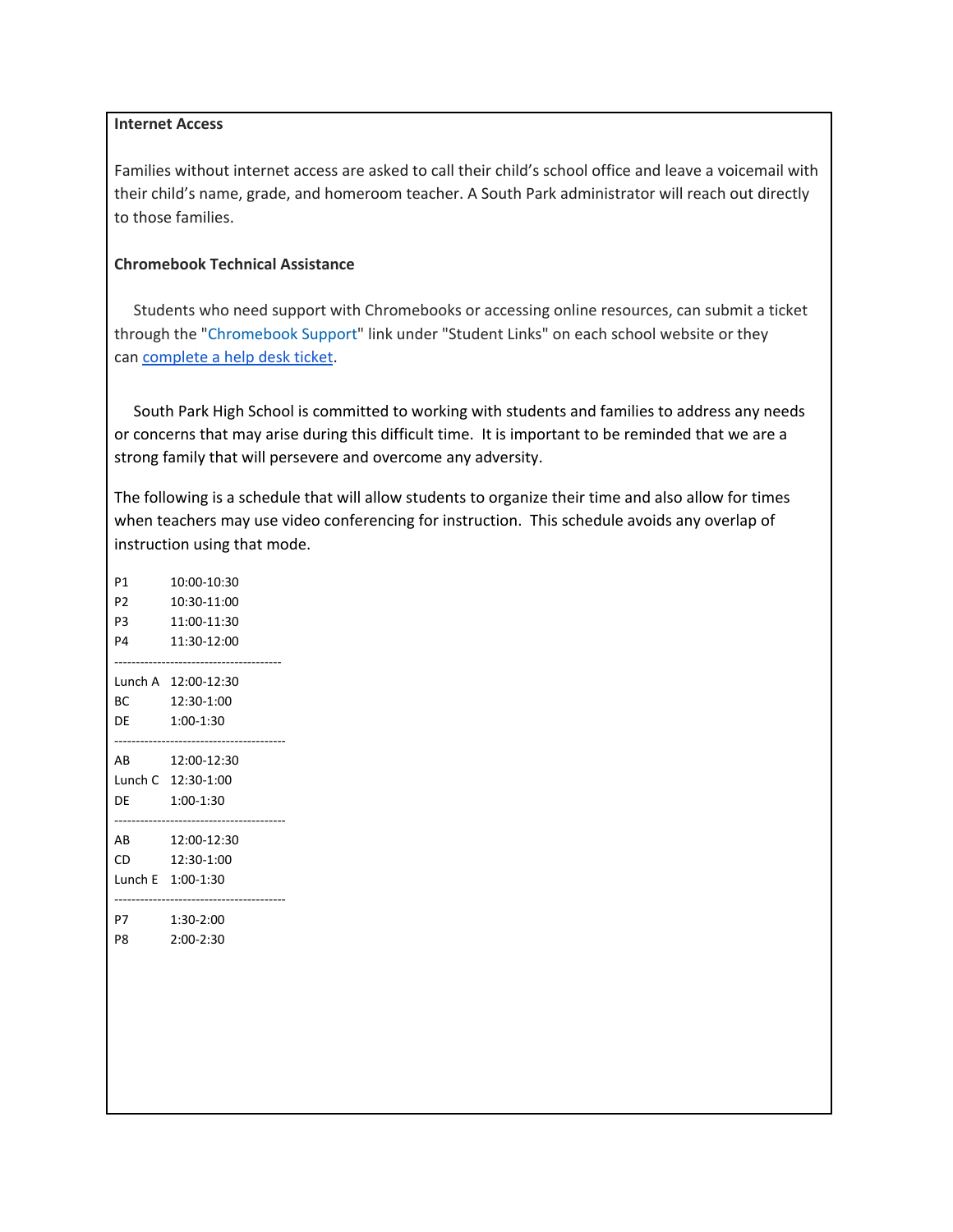**Internet Access**

Families without internet access are asked to call their child's school office and leave a voicemail with their child's name, grade, and homeroom teacher. A South Park administrator will reach out directly to those families.

**Chromebook Technical Assistance**

Students who need support with Chromebooks or accessing online resources, can submit a ticket through the "Chromebook Support" link under "Student Links" on each school website or they can complete a help desk ticket.

South Park High School is committed to working with students and families to address any needs or concerns that may arise during this difficult time. It is important to be reminded that we are a strong family that will persevere and overcome any adversity.

The following is a schedule that will allow students to organize their time and also allow for times when teachers may use video conferencing for instruction. This schedule avoids any overlap of instruction using that mode.

```
P1        10:00-10:30
P2        10:30-11:00
P3        11:00-11:30
P4        11:30-12:00
--------------------------------------
Lunch A   12:00-12:30
BC        12:30-1:00
DE        1:00-1:30
---------------------------------------
AB        12:00-12:30
Lunch C   12:30-1:00
DE        1:00-1:30
---------------------------------------
AB        12:00-12:30
CD        12:30-1:00
Lunch E   1:00-1:30
---------------------------------------
P7        1:30-2:00
P8        2:00-2:30
```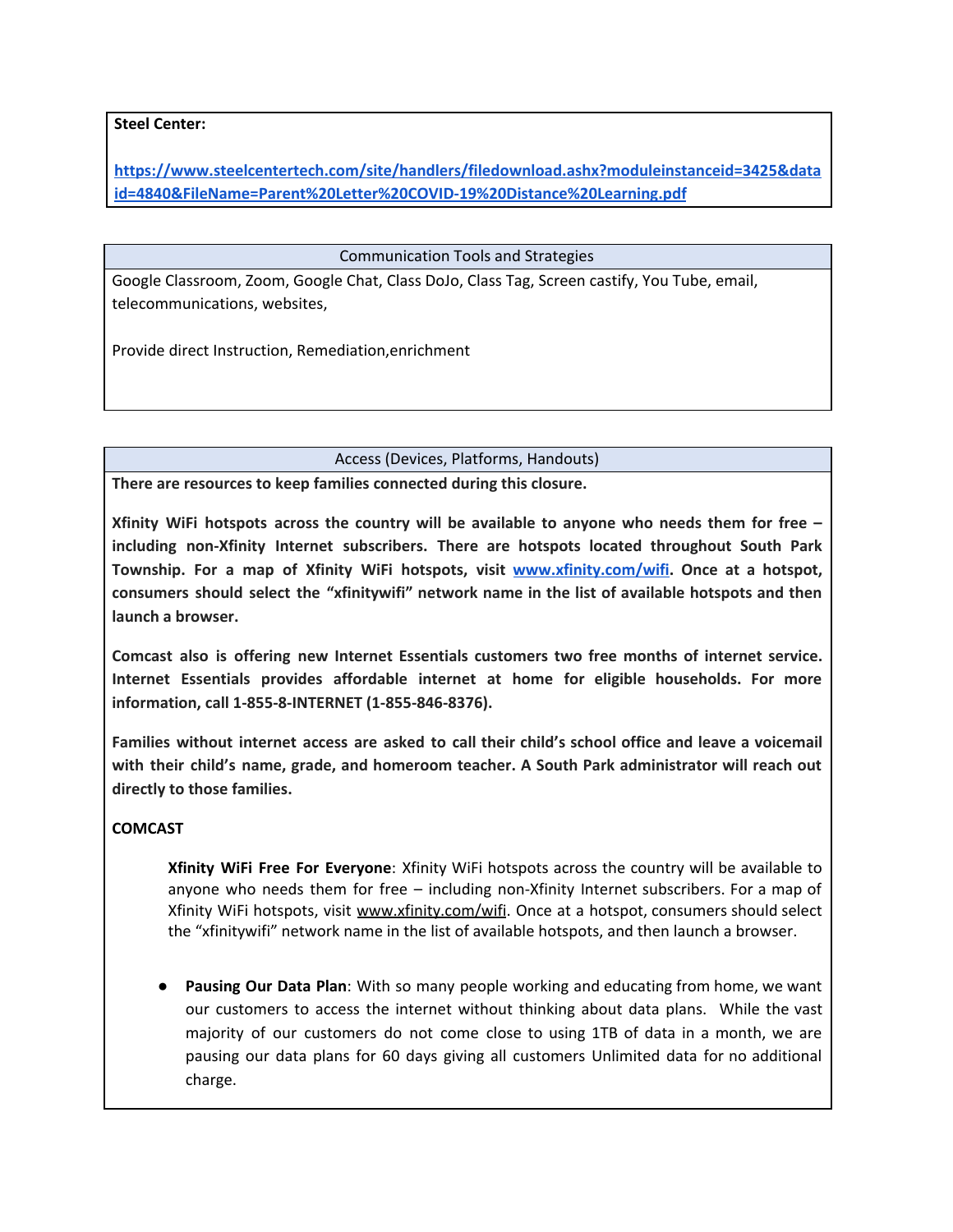**Steel Center:**

**https://www.steelcentertech.com/site/handlers/filedownload.ashx?moduleinstanceid=3425&dataid=4840&FileName=Parent%20Letter%20COVID-19%20Distance%20Learning.pdf**

| Communication Tools and Strategies |
| --- |
| Google Classroom, Zoom, Google Chat, Class DoJo, Class Tag, Screen castify, You Tube, email, telecommunications, websites,<br><br>Provide direct Instruction, Remediation,enrichment |

## Access (Devices, Platforms, Handouts)

**There are resources to keep families connected during this closure.**

**Xfinity WiFi hotspots across the country will be available to anyone who needs them for free – including non-Xfinity Internet subscribers. There are hotspots located throughout South Park Township. For a map of Xfinity WiFi hotspots, visit www.xfinity.com/wifi. Once at a hotspot, consumers should select the "xfinitywifi" network name in the list of available hotspots and then launch a browser.**

**Comcast also is offering new Internet Essentials customers two free months of internet service. Internet Essentials provides affordable internet at home for eligible households. For more information, call 1-855-8-INTERNET (1-855-846-8376).**

**Families without internet access are asked to call their child's school office and leave a voicemail with their child's name, grade, and homeroom teacher. A South Park administrator will reach out directly to those families.**

**COMCAST**

**Xfinity WiFi Free For Everyone**: Xfinity WiFi hotspots across the country will be available to anyone who needs them for free – including non-Xfinity Internet subscribers. For a map of Xfinity WiFi hotspots, visit www.xfinity.com/wifi. Once at a hotspot, consumers should select the "xfinitywifi" network name in the list of available hotspots, and then launch a browser.

- **Pausing Our Data Plan**: With so many people working and educating from home, we want our customers to access the internet without thinking about data plans. While the vast majority of our customers do not come close to using 1TB of data in a month, we are pausing our data plans for 60 days giving all customers Unlimited data for no additional charge.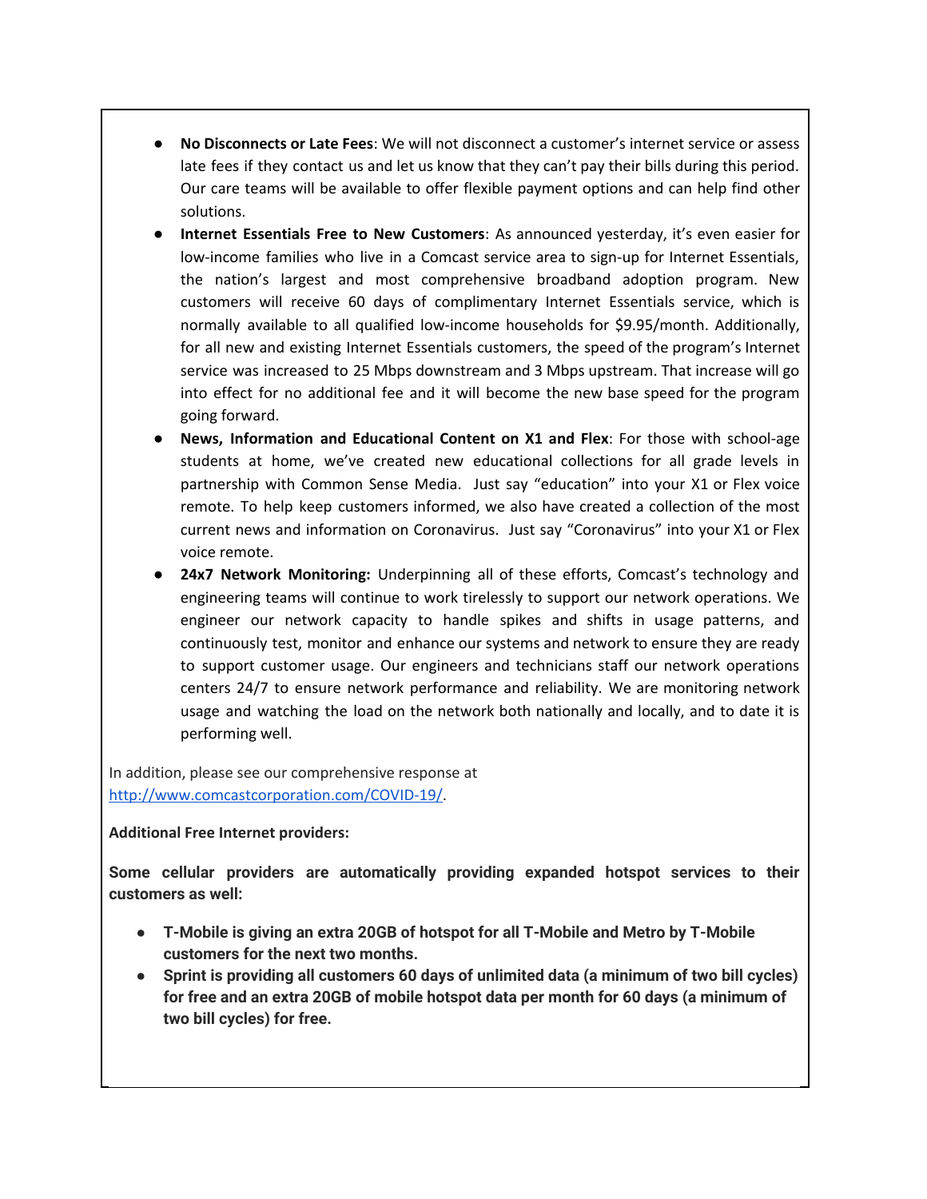- **No Disconnects or Late Fees**: We will not disconnect a customer's internet service or assess late fees if they contact us and let us know that they can't pay their bills during this period. Our care teams will be available to offer flexible payment options and can help find other solutions.
- **Internet Essentials Free to New Customers**: As announced yesterday, it's even easier for low-income families who live in a Comcast service area to sign-up for Internet Essentials, the nation's largest and most comprehensive broadband adoption program. New customers will receive 60 days of complimentary Internet Essentials service, which is normally available to all qualified low-income households for $9.95/month. Additionally, for all new and existing Internet Essentials customers, the speed of the program's Internet service was increased to 25 Mbps downstream and 3 Mbps upstream. That increase will go into effect for no additional fee and it will become the new base speed for the program going forward.
- **News, Information and Educational Content on X1 and Flex**: For those with school-age students at home, we've created new educational collections for all grade levels in partnership with Common Sense Media. Just say "education" into your X1 or Flex voice remote. To help keep customers informed, we also have created a collection of the most current news and information on Coronavirus. Just say "Coronavirus" into your X1 or Flex voice remote.
- **24x7 Network Monitoring:** Underpinning all of these efforts, Comcast's technology and engineering teams will continue to work tirelessly to support our network operations. We engineer our network capacity to handle spikes and shifts in usage patterns, and continuously test, monitor and enhance our systems and network to ensure they are ready to support customer usage. Our engineers and technicians staff our network operations centers 24/7 to ensure network performance and reliability. We are monitoring network usage and watching the load on the network both nationally and locally, and to date it is performing well.

In addition, please see our comprehensive response at http://www.comcastcorporation.com/COVID-19/.

**Additional Free Internet providers:**

**Some cellular providers are automatically providing expanded hotspot services to their customers as well:**

- **T-Mobile is giving an extra 20GB of hotspot for all T-Mobile and Metro by T-Mobile customers for the next two months.**
- **Sprint is providing all customers 60 days of unlimited data (a minimum of two bill cycles) for free and an extra 20GB of mobile hotspot data per month for 60 days (a minimum of two bill cycles) for free.**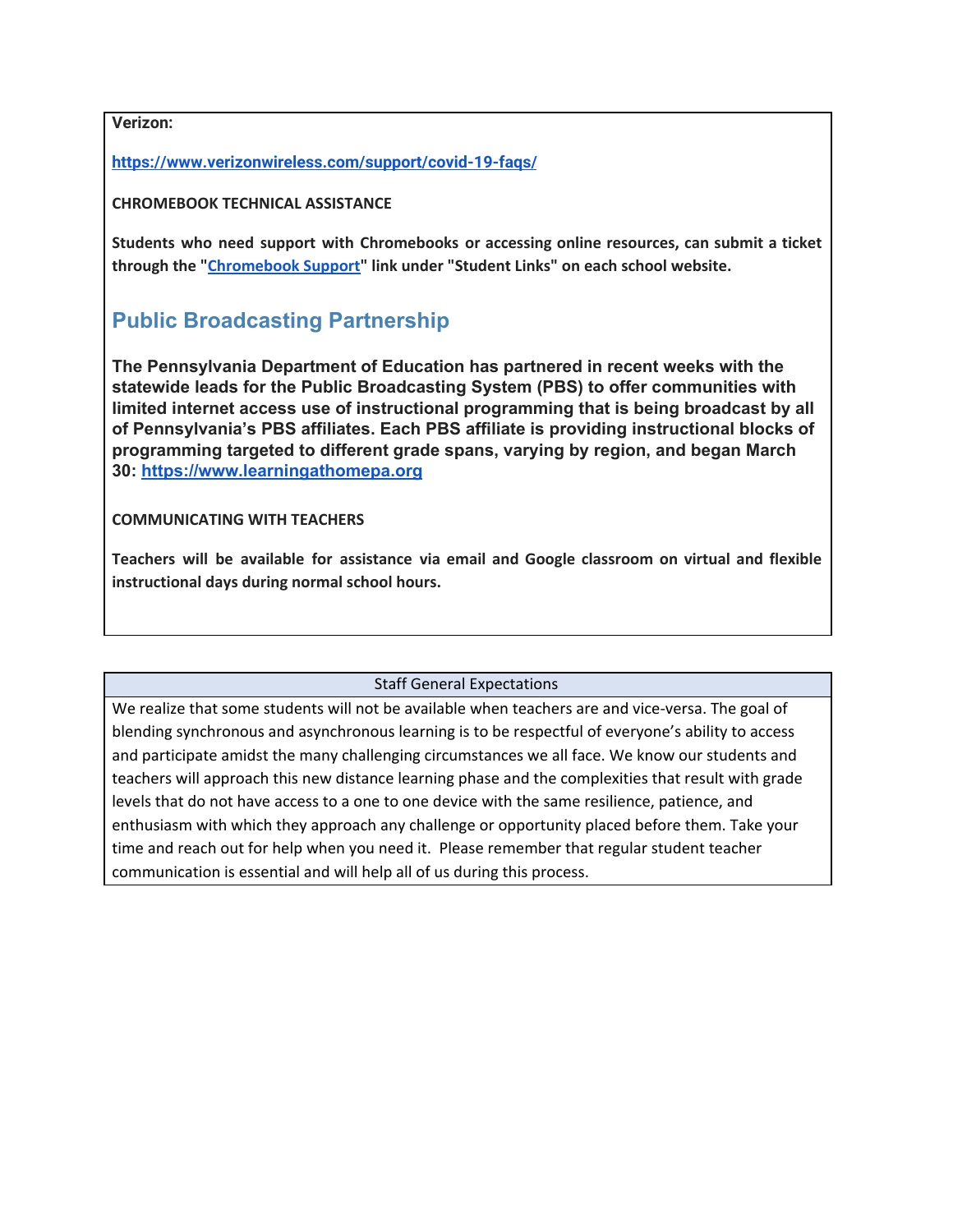**Verizon:**

**https://www.verizonwireless.com/support/covid-19-faqs/**

**CHROMEBOOK TECHNICAL ASSISTANCE**

**Students who need support with Chromebooks or accessing online resources, can submit a ticket through the "Chromebook Support" link under "Student Links" on each school website.**

## Public Broadcasting Partnership

**The Pennsylvania Department of Education has partnered in recent weeks with the statewide leads for the Public Broadcasting System (PBS) to offer communities with limited internet access use of instructional programming that is being broadcast by all of Pennsylvania's PBS affiliates. Each PBS affiliate is providing instructional blocks of programming targeted to different grade spans, varying by region, and began March 30: https://www.learningathomepa.org**

**COMMUNICATING WITH TEACHERS**

**Teachers will be available for assistance via email and Google classroom on virtual and flexible instructional days during normal school hours.**

| Staff General Expectations |
|---|
| We realize that some students will not be available when teachers are and vice-versa. The goal of blending synchronous and asynchronous learning is to be respectful of everyone's ability to access and participate amidst the many challenging circumstances we all face. We know our students and teachers will approach this new distance learning phase and the complexities that result with grade levels that do not have access to a one to one device with the same resilience, patience, and enthusiasm with which they approach any challenge or opportunity placed before them. Take your time and reach out for help when you need it. Please remember that regular student teacher communication is essential and will help all of us during this process. |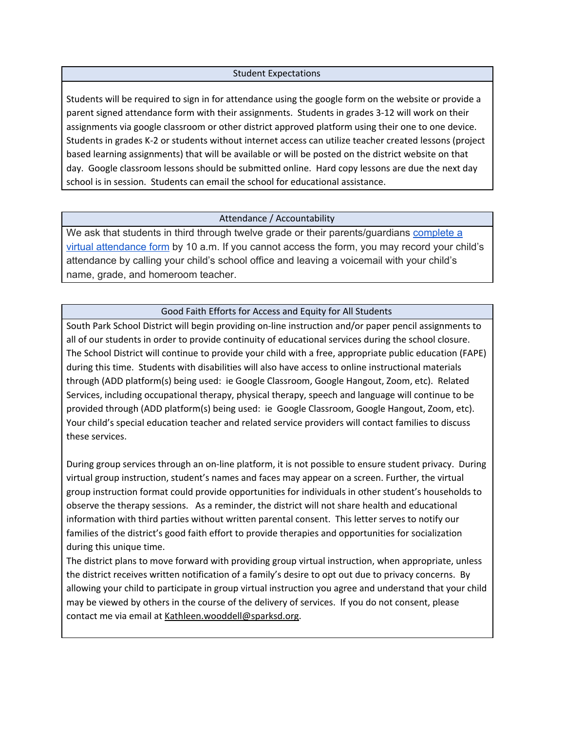## Student Expectations

Students will be required to sign in for attendance using the google form on the website or provide a parent signed attendance form with their assignments. Students in grades 3-12 will work on their assignments via google classroom or other district approved platform using their one to one device. Students in grades K-2 or students without internet access can utilize teacher created lessons (project based learning assignments) that will be available or will be posted on the district website on that day. Google classroom lessons should be submitted online. Hard copy lessons are due the next day school is in session. Students can email the school for educational assistance.

## Attendance / Accountability

We ask that students in third through twelve grade or their parents/guardians [complete a virtual attendance form] by 10 a.m. If you cannot access the form, you may record your child's attendance by calling your child's school office and leaving a voicemail with your child's name, grade, and homeroom teacher.

## Good Faith Efforts for Access and Equity for All Students

South Park School District will begin providing on-line instruction and/or paper pencil assignments to all of our students in order to provide continuity of educational services during the school closure. The School District will continue to provide your child with a free, appropriate public education (FAPE) during this time. Students with disabilities will also have access to online instructional materials through (ADD platform(s) being used: ie Google Classroom, Google Hangout, Zoom, etc). Related Services, including occupational therapy, physical therapy, speech and language will continue to be provided through (ADD platform(s) being used: ie Google Classroom, Google Hangout, Zoom, etc). Your child's special education teacher and related service providers will contact families to discuss these services.

During group services through an on-line platform, it is not possible to ensure student privacy. During virtual group instruction, student's names and faces may appear on a screen. Further, the virtual group instruction format could provide opportunities for individuals in other student's households to observe the therapy sessions. As a reminder, the district will not share health and educational information with third parties without written parental consent. This letter serves to notify our families of the district's good faith effort to provide therapies and opportunities for socialization during this unique time.

The district plans to move forward with providing group virtual instruction, when appropriate, unless the district receives written notification of a family's desire to opt out due to privacy concerns. By allowing your child to participate in group virtual instruction you agree and understand that your child may be viewed by others in the course of the delivery of services. If you do not consent, please contact me via email at Kathleen.wooddell@sparksd.org.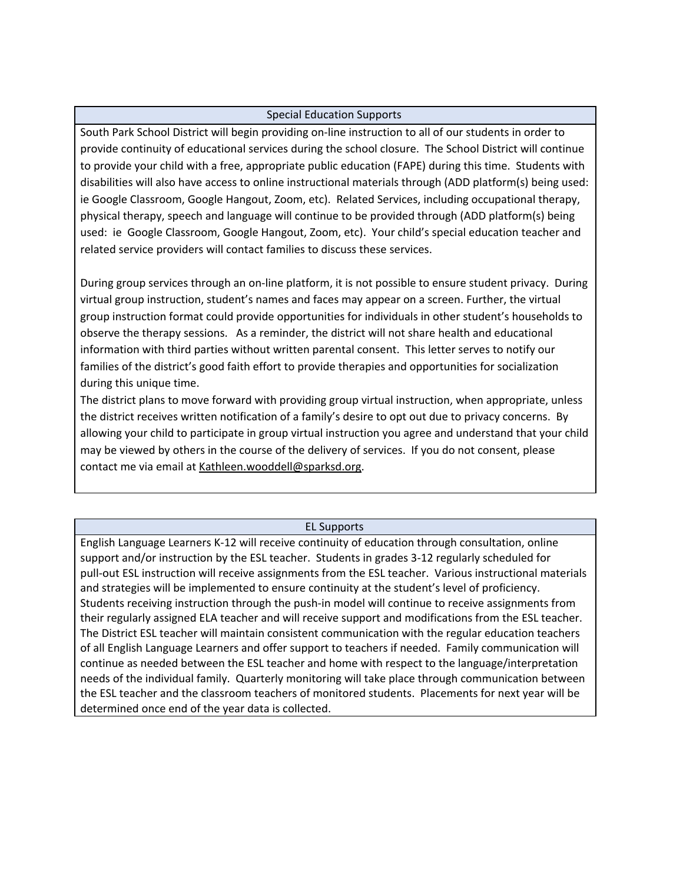## Special Education Supports

South Park School District will begin providing on-line instruction to all of our students in order to provide continuity of educational services during the school closure. The School District will continue to provide your child with a free, appropriate public education (FAPE) during this time. Students with disabilities will also have access to online instructional materials through (ADD platform(s) being used: ie Google Classroom, Google Hangout, Zoom, etc). Related Services, including occupational therapy, physical therapy, speech and language will continue to be provided through (ADD platform(s) being used: ie Google Classroom, Google Hangout, Zoom, etc). Your child's special education teacher and related service providers will contact families to discuss these services.

During group services through an on-line platform, it is not possible to ensure student privacy. During virtual group instruction, student's names and faces may appear on a screen. Further, the virtual group instruction format could provide opportunities for individuals in other student's households to observe the therapy sessions. As a reminder, the district will not share health and educational information with third parties without written parental consent. This letter serves to notify our families of the district's good faith effort to provide therapies and opportunities for socialization during this unique time.

The district plans to move forward with providing group virtual instruction, when appropriate, unless the district receives written notification of a family's desire to opt out due to privacy concerns. By allowing your child to participate in group virtual instruction you agree and understand that your child may be viewed by others in the course of the delivery of services. If you do not consent, please contact me via email at Kathleen.wooddell@sparksd.org.

## EL Supports

English Language Learners K-12 will receive continuity of education through consultation, online support and/or instruction by the ESL teacher. Students in grades 3-12 regularly scheduled for pull-out ESL instruction will receive assignments from the ESL teacher. Various instructional materials and strategies will be implemented to ensure continuity at the student's level of proficiency. Students receiving instruction through the push-in model will continue to receive assignments from their regularly assigned ELA teacher and will receive support and modifications from the ESL teacher. The District ESL teacher will maintain consistent communication with the regular education teachers of all English Language Learners and offer support to teachers if needed. Family communication will continue as needed between the ESL teacher and home with respect to the language/interpretation needs of the individual family. Quarterly monitoring will take place through communication between the ESL teacher and the classroom teachers of monitored students. Placements for next year will be determined once end of the year data is collected.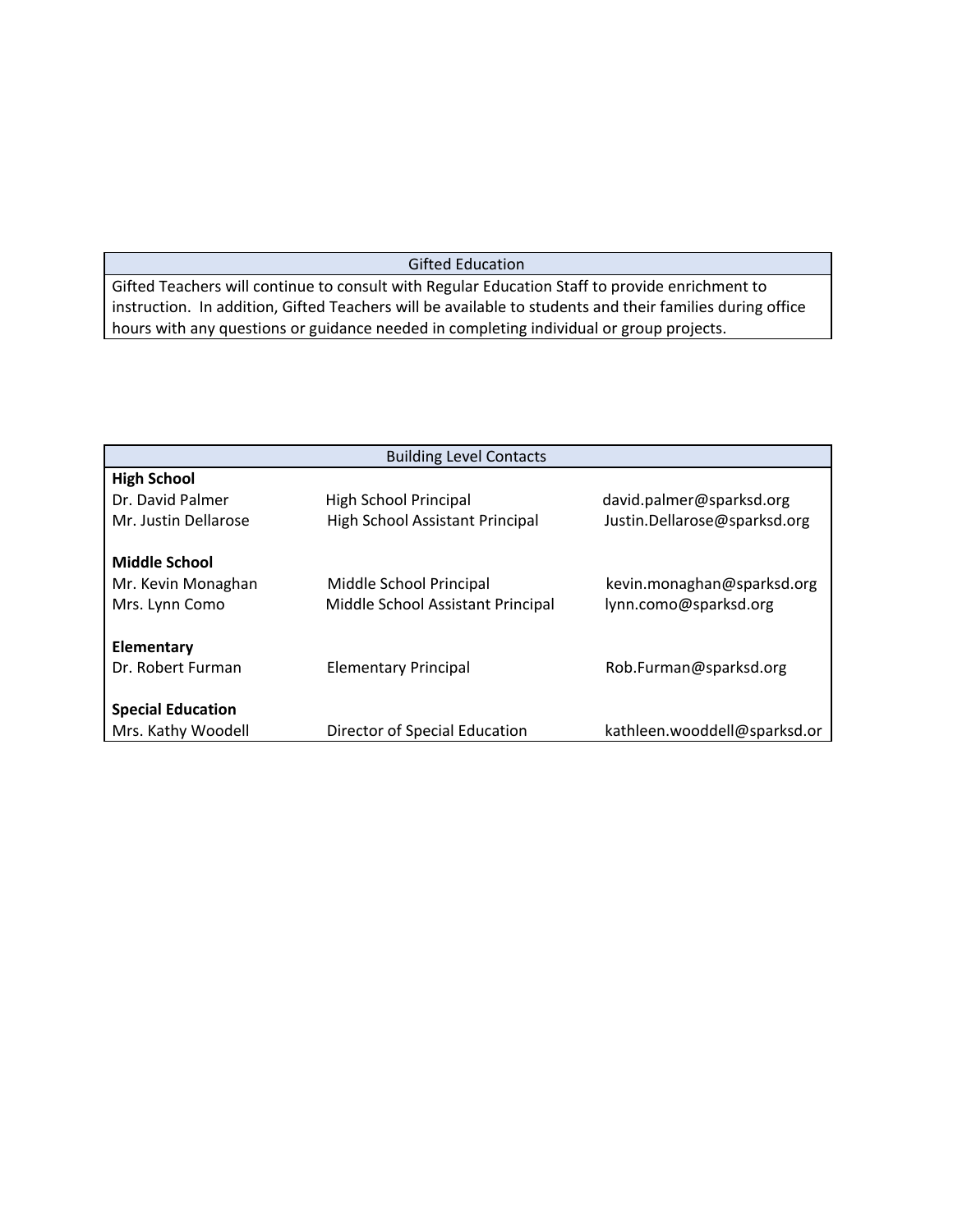| Gifted Education |
| --- |
| Gifted Teachers will continue to consult with Regular Education Staff to provide enrichment to instruction. In addition, Gifted Teachers will be available to students and their families during office hours with any questions or guidance needed in completing individual or group projects. |

| Building Level Contacts | | |
| --- | --- | --- |
| **High School** | | |
| Dr. David Palmer | High School Principal | david.palmer@sparksd.org |
| Mr. Justin Dellarose | High School Assistant Principal | Justin.Dellarose@sparksd.org |
| **Middle School** | | |
| Mr. Kevin Monaghan | Middle School Principal | kevin.monaghan@sparksd.org |
| Mrs. Lynn Como | Middle School Assistant Principal | lynn.como@sparksd.org |
| **Elementary** | | |
| Dr. Robert Furman | Elementary Principal | Rob.Furman@sparksd.org |
| **Special Education** | | |
| Mrs. Kathy Woodell | Director of Special Education | kathleen.wooddell@sparksd.or |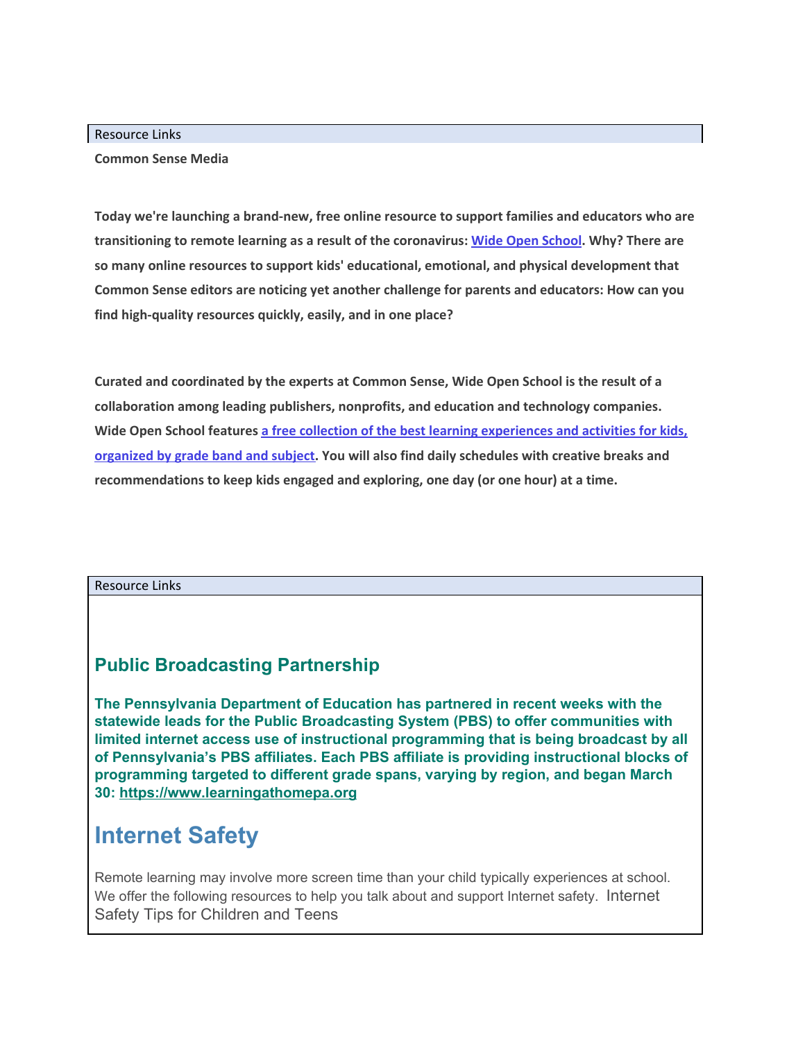Resource Links

**Common Sense Media**

**Today we're launching a brand-new, free online resource to support families and educators who are transitioning to remote learning as a result of the coronavirus: Wide Open School. Why? There are so many online resources to support kids' educational, emotional, and physical development that Common Sense editors are noticing yet another challenge for parents and educators: How can you find high-quality resources quickly, easily, and in one place?**

**Curated and coordinated by the experts at Common Sense, Wide Open School is the result of a collaboration among leading publishers, nonprofits, and education and technology companies. Wide Open School features a free collection of the best learning experiences and activities for kids, organized by grade band and subject. You will also find daily schedules with creative breaks and recommendations to keep kids engaged and exploring, one day (or one hour) at a time.**

Resource Links

### Public Broadcasting Partnership

**The Pennsylvania Department of Education has partnered in recent weeks with the statewide leads for the Public Broadcasting System (PBS) to offer communities with limited internet access use of instructional programming that is being broadcast by all of Pennsylvania's PBS affiliates. Each PBS affiliate is providing instructional blocks of programming targeted to different grade spans, varying by region, and began March 30: https://www.learningathomepa.org**

## Internet Safety

Remote learning may involve more screen time than your child typically experiences at school. We offer the following resources to help you talk about and support Internet safety. Internet Safety Tips for Children and Teens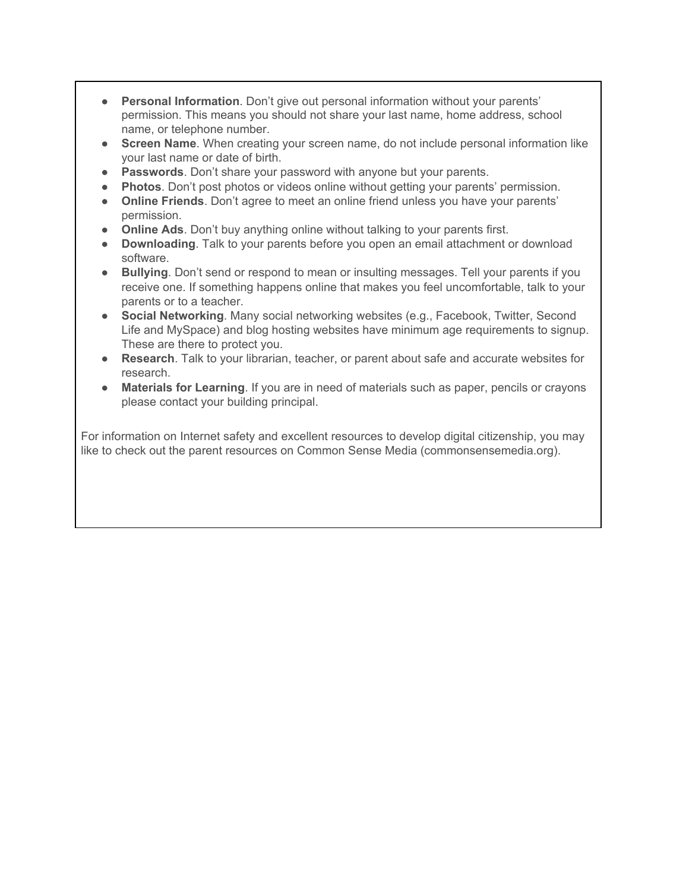- **Personal Information**. Don't give out personal information without your parents' permission. This means you should not share your last name, home address, school name, or telephone number.
- **Screen Name**. When creating your screen name, do not include personal information like your last name or date of birth.
- **Passwords**. Don't share your password with anyone but your parents.
- **Photos**. Don't post photos or videos online without getting your parents' permission.
- **Online Friends**. Don't agree to meet an online friend unless you have your parents' permission.
- **Online Ads**. Don't buy anything online without talking to your parents first.
- **Downloading**. Talk to your parents before you open an email attachment or download software.
- **Bullying**. Don't send or respond to mean or insulting messages. Tell your parents if you receive one. If something happens online that makes you feel uncomfortable, talk to your parents or to a teacher.
- **Social Networking**. Many social networking websites (e.g., Facebook, Twitter, Second Life and MySpace) and blog hosting websites have minimum age requirements to signup. These are there to protect you.
- **Research**. Talk to your librarian, teacher, or parent about safe and accurate websites for research.
- **Materials for Learning**. If you are in need of materials such as paper, pencils or crayons please contact your building principal.

For information on Internet safety and excellent resources to develop digital citizenship, you may like to check out the parent resources on Common Sense Media (commonsensemedia.org).